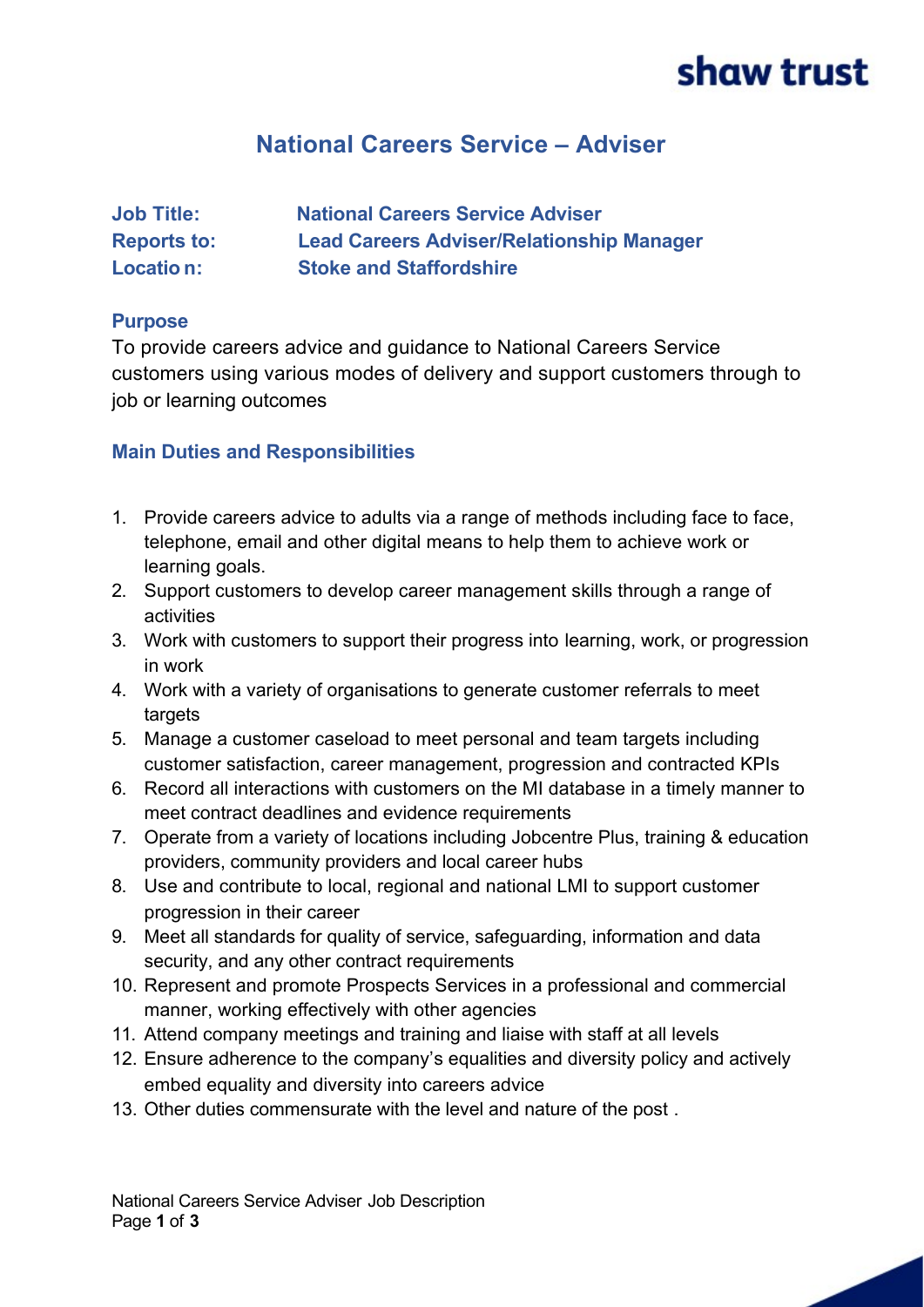# National Careers Service – Adviser

**Job Title:** National Careers Service Adviser
**Reports to:** Lead Careers Adviser/Relationship Manager
**Location:** Stoke and Staffordshire

## Purpose

To provide careers advice and guidance to National Careers Service customers using various modes of delivery and support customers through to job or learning outcomes

## Main Duties and Responsibilities

1. Provide careers advice to adults via a range of methods including face to face, telephone, email and other digital means to help them to achieve work or learning goals.
2. Support customers to develop career management skills through a range of activities
3. Work with customers to support their progress into learning, work, or progression in work
4. Work with a variety of organisations to generate customer referrals to meet targets
5. Manage a customer caseload to meet personal and team targets including customer satisfaction, career management, progression and contracted KPIs
6. Record all interactions with customers on the MI database in a timely manner to meet contract deadlines and evidence requirements
7. Operate from a variety of locations including Jobcentre Plus, training & education providers, community providers and local career hubs
8. Use and contribute to local, regional and national LMI to support customer progression in their career
9. Meet all standards for quality of service, safeguarding, information and data security, and any other contract requirements
10. Represent and promote Prospects Services in a professional and commercial manner, working effectively with other agencies
11. Attend company meetings and training and liaise with staff at all levels
12. Ensure adherence to the company's equalities and diversity policy and actively embed equality and diversity into careers advice
13. Other duties commensurate with the level and nature of the post .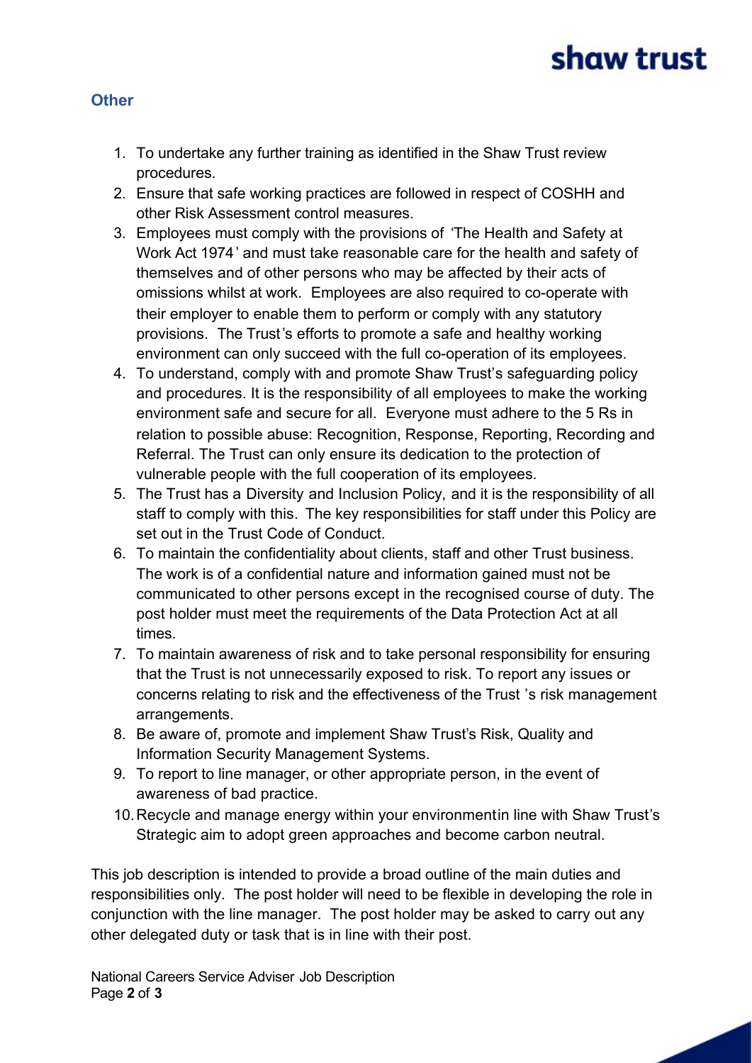## Other

1. To undertake any further training as identified in the Shaw Trust review procedures.
2. Ensure that safe working practices are followed in respect of COSHH and other Risk Assessment control measures.
3. Employees must comply with the provisions of 'The Health and Safety at Work Act 1974' and must take reasonable care for the health and safety of themselves and of other persons who may be affected by their acts of omissions whilst at work. Employees are also required to co-operate with their employer to enable them to perform or comply with any statutory provisions. The Trust's efforts to promote a safe and healthy working environment can only succeed with the full co-operation of its employees.
4. To understand, comply with and promote Shaw Trust's safeguarding policy and procedures. It is the responsibility of all employees to make the working environment safe and secure for all. Everyone must adhere to the 5 Rs in relation to possible abuse: Recognition, Response, Reporting, Recording and Referral. The Trust can only ensure its dedication to the protection of vulnerable people with the full cooperation of its employees.
5. The Trust has a Diversity and Inclusion Policy, and it is the responsibility of all staff to comply with this. The key responsibilities for staff under this Policy are set out in the Trust Code of Conduct.
6. To maintain the confidentiality about clients, staff and other Trust business. The work is of a confidential nature and information gained must not be communicated to other persons except in the recognised course of duty. The post holder must meet the requirements of the Data Protection Act at all times.
7. To maintain awareness of risk and to take personal responsibility for ensuring that the Trust is not unnecessarily exposed to risk. To report any issues or concerns relating to risk and the effectiveness of the Trust 's risk management arrangements.
8. Be aware of, promote and implement Shaw Trust's Risk, Quality and Information Security Management Systems.
9. To report to line manager, or other appropriate person, in the event of awareness of bad practice.
10. Recycle and manage energy within your environmentin line with Shaw Trust's Strategic aim to adopt green approaches and become carbon neutral.

This job description is intended to provide a broad outline of the main duties and responsibilities only. The post holder will need to be flexible in developing the role in conjunction with the line manager. The post holder may be asked to carry out any other delegated duty or task that is in line with their post.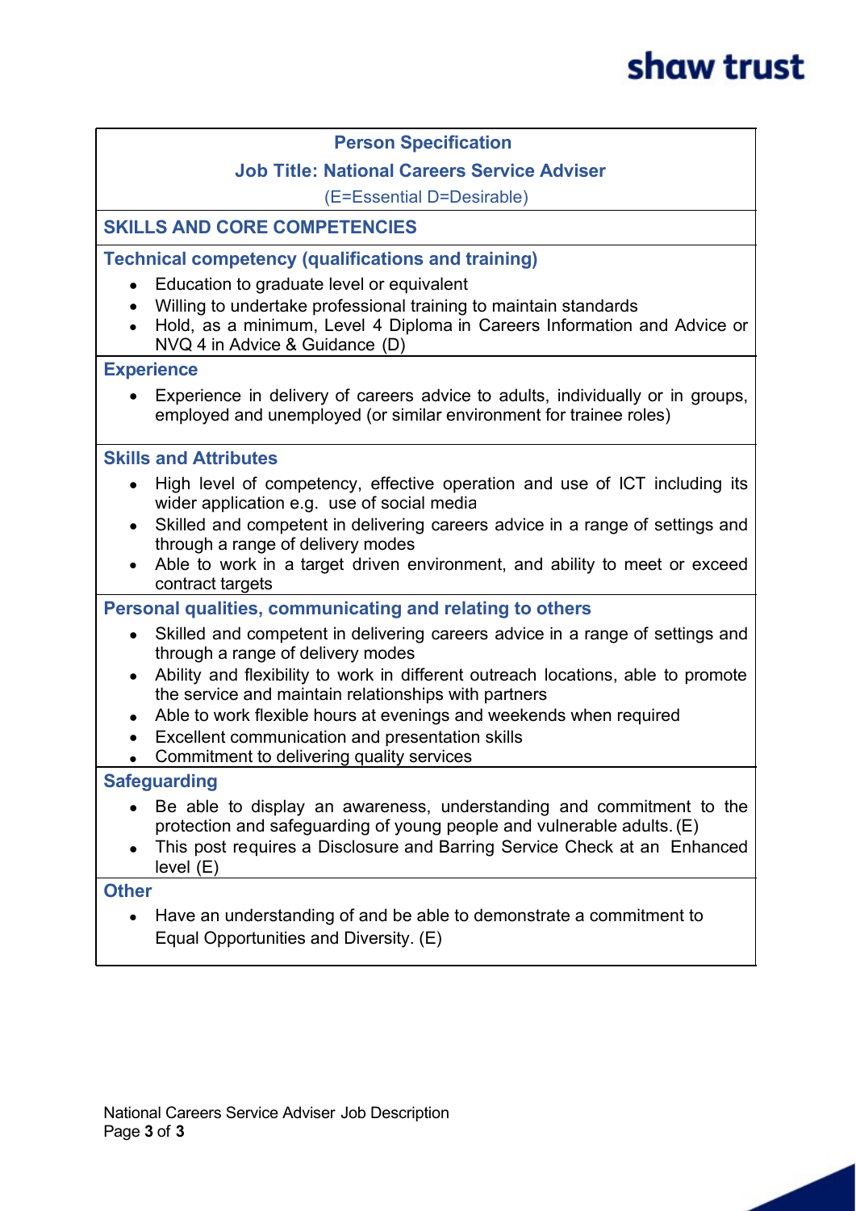## Person Specification

### Job Title: National Careers Service Adviser

(E=Essential D=Desirable)

### SKILLS AND CORE COMPETENCIES

#### Technical competency (qualifications and training)

- Education to graduate level or equivalent
- Willing to undertake professional training to maintain standards
- Hold, as a minimum, Level 4 Diploma in Careers Information and Advice or NVQ 4 in Advice & Guidance (D)

#### Experience

- Experience in delivery of careers advice to adults, individually or in groups, employed and unemployed (or similar environment for trainee roles)

#### Skills and Attributes

- High level of competency, effective operation and use of ICT including its wider application e.g. use of social media
- Skilled and competent in delivering careers advice in a range of settings and through a range of delivery modes
- Able to work in a target driven environment, and ability to meet or exceed contract targets

#### Personal qualities, communicating and relating to others

- Skilled and competent in delivering careers advice in a range of settings and through a range of delivery modes
- Ability and flexibility to work in different outreach locations, able to promote the service and maintain relationships with partners
- Able to work flexible hours at evenings and weekends when required
- Excellent communication and presentation skills
- Commitment to delivering quality services

#### Safeguarding

- Be able to display an awareness, understanding and commitment to the protection and safeguarding of young people and vulnerable adults. (E)
- This post requires a Disclosure and Barring Service Check at an Enhanced level (E)

#### Other

- Have an understanding of and be able to demonstrate a commitment to Equal Opportunities and Diversity. (E)